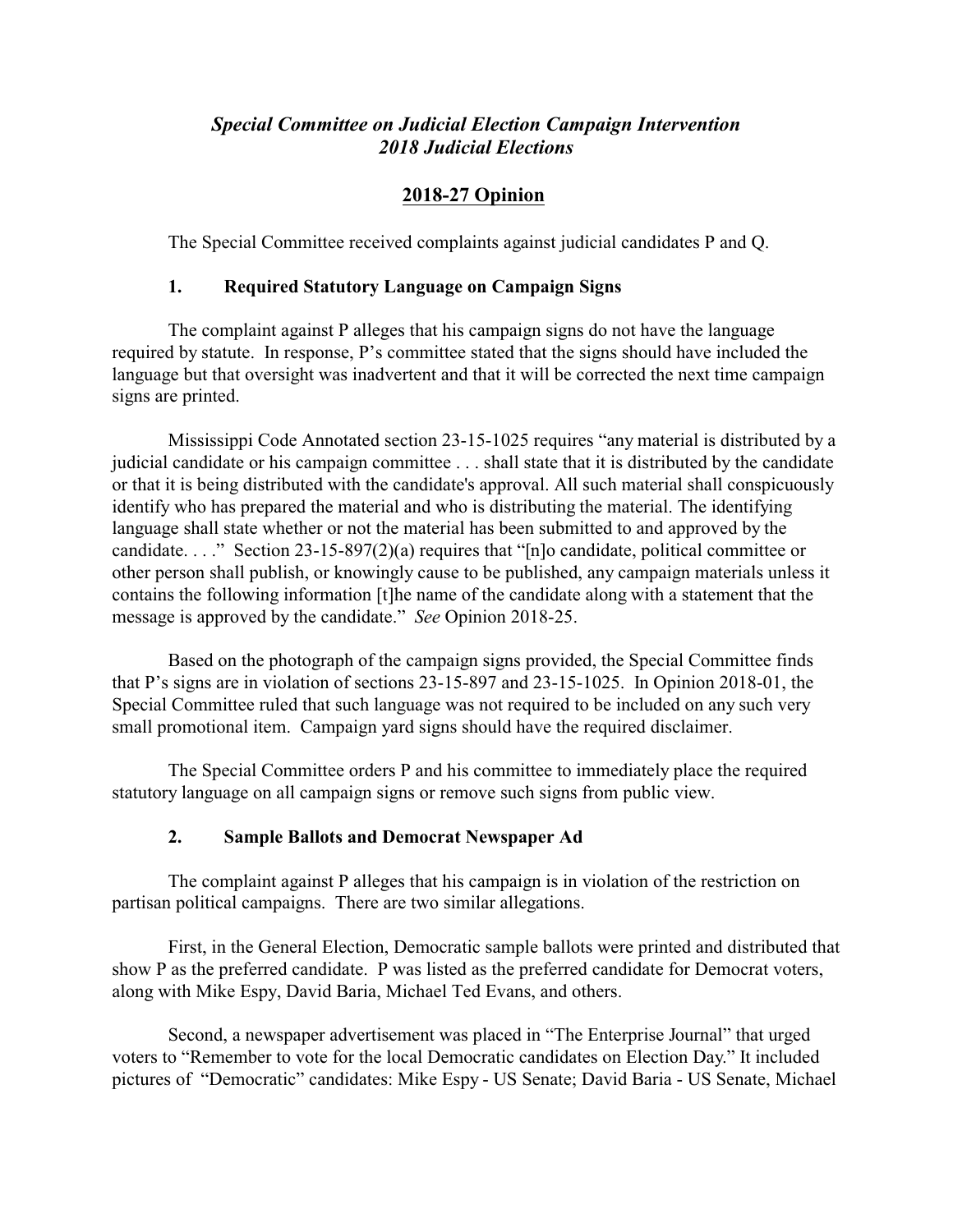*Special Committee on Judicial Election Campaign Intervention*
*2018 Judicial Elections*

# 2018-27 Opinion

The Special Committee received complaints against judicial candidates P and Q.

## 1. Required Statutory Language on Campaign Signs

The complaint against P alleges that his campaign signs do not have the language required by statute. In response, P's committee stated that the signs should have included the language but that oversight was inadvertent and that it will be corrected the next time campaign signs are printed.

Mississippi Code Annotated section 23-15-1025 requires "any material is distributed by a judicial candidate or his campaign committee . . . shall state that it is distributed by the candidate or that it is being distributed with the candidate's approval. All such material shall conspicuously identify who has prepared the material and who is distributing the material. The identifying language shall state whether or not the material has been submitted to and approved by the candidate. . . ." Section 23-15-897(2)(a) requires that "[n]o candidate, political committee or other person shall publish, or knowingly cause to be published, any campaign materials unless it contains the following information [t]he name of the candidate along with a statement that the message is approved by the candidate." *See* Opinion 2018-25.

Based on the photograph of the campaign signs provided, the Special Committee finds that P's signs are in violation of sections 23-15-897 and 23-15-1025. In Opinion 2018-01, the Special Committee ruled that such language was not required to be included on any such very small promotional item. Campaign yard signs should have the required disclaimer.

The Special Committee orders P and his committee to immediately place the required statutory language on all campaign signs or remove such signs from public view.

## 2. Sample Ballots and Democrat Newspaper Ad

The complaint against P alleges that his campaign is in violation of the restriction on partisan political campaigns. There are two similar allegations.

First, in the General Election, Democratic sample ballots were printed and distributed that show P as the preferred candidate. P was listed as the preferred candidate for Democrat voters, along with Mike Espy, David Baria, Michael Ted Evans, and others.

Second, a newspaper advertisement was placed in "The Enterprise Journal" that urged voters to "Remember to vote for the local Democratic candidates on Election Day." It included pictures of "Democratic" candidates: Mike Espy - US Senate; David Baria - US Senate, Michael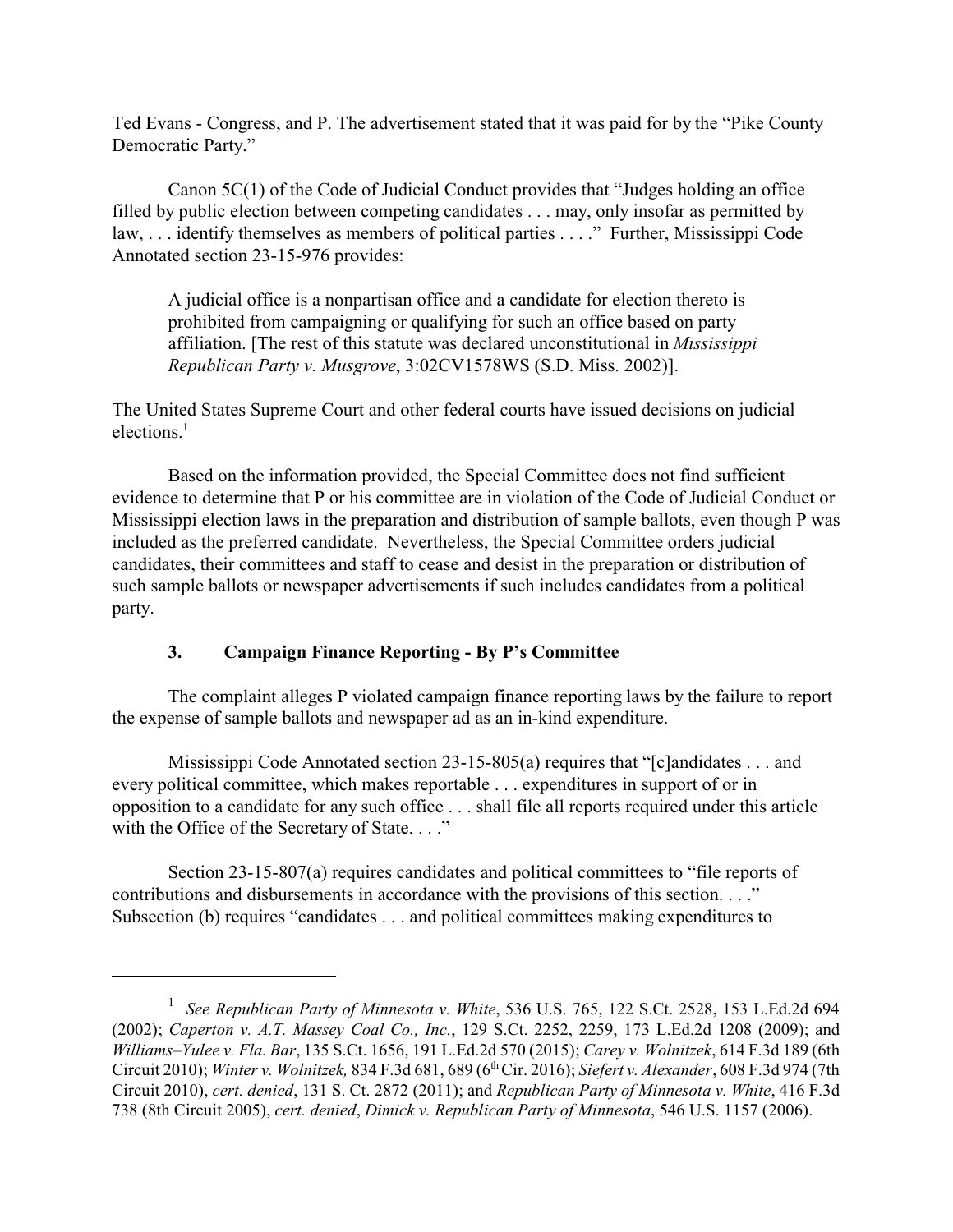Ted Evans - Congress, and P. The advertisement stated that it was paid for by the "Pike County Democratic Party."

Canon 5C(1) of the Code of Judicial Conduct provides that "Judges holding an office filled by public election between competing candidates . . . may, only insofar as permitted by law, . . . identify themselves as members of political parties . . . ." Further, Mississippi Code Annotated section 23-15-976 provides:

> A judicial office is a nonpartisan office and a candidate for election thereto is prohibited from campaigning or qualifying for such an office based on party affiliation. [The rest of this statute was declared unconstitutional in *Mississippi Republican Party v. Musgrove*, 3:02CV1578WS (S.D. Miss. 2002)].

The United States Supreme Court and other federal courts have issued decisions on judicial elections.[1]

Based on the information provided, the Special Committee does not find sufficient evidence to determine that P or his committee are in violation of the Code of Judicial Conduct or Mississippi election laws in the preparation and distribution of sample ballots, even though P was included as the preferred candidate. Nevertheless, the Special Committee orders judicial candidates, their committees and staff to cease and desist in the preparation or distribution of such sample ballots or newspaper advertisements if such includes candidates from a political party.

### 3. Campaign Finance Reporting - By P's Committee

The complaint alleges P violated campaign finance reporting laws by the failure to report the expense of sample ballots and newspaper ad as an in-kind expenditure.

Mississippi Code Annotated section 23-15-805(a) requires that "[c]andidates . . . and every political committee, which makes reportable . . . expenditures in support of or in opposition to a candidate for any such office . . . shall file all reports required under this article with the Office of the Secretary of State. . . ."

Section 23-15-807(a) requires candidates and political committees to "file reports of contributions and disbursements in accordance with the provisions of this section. . . ." Subsection (b) requires "candidates . . . and political committees making expenditures to

---

[1] *See Republican Party of Minnesota v. White*, 536 U.S. 765, 122 S.Ct. 2528, 153 L.Ed.2d 694 (2002); *Caperton v. A.T. Massey Coal Co., Inc.*, 129 S.Ct. 2252, 2259, 173 L.Ed.2d 1208 (2009); and *Williams–Yulee v. Fla. Bar*, 135 S.Ct. 1656, 191 L.Ed.2d 570 (2015); *Carey v. Wolnitzek*, 614 F.3d 189 (6th Circuit 2010); *Winter v. Wolnitzek,* 834 F.3d 681, 689 (6th Cir. 2016); *Siefert v. Alexander*, 608 F.3d 974 (7th Circuit 2010), *cert. denied*, 131 S. Ct. 2872 (2011); and *Republican Party of Minnesota v. White*, 416 F.3d 738 (8th Circuit 2005), *cert. denied*, *Dimick v. Republican Party of Minnesota*, 546 U.S. 1157 (2006).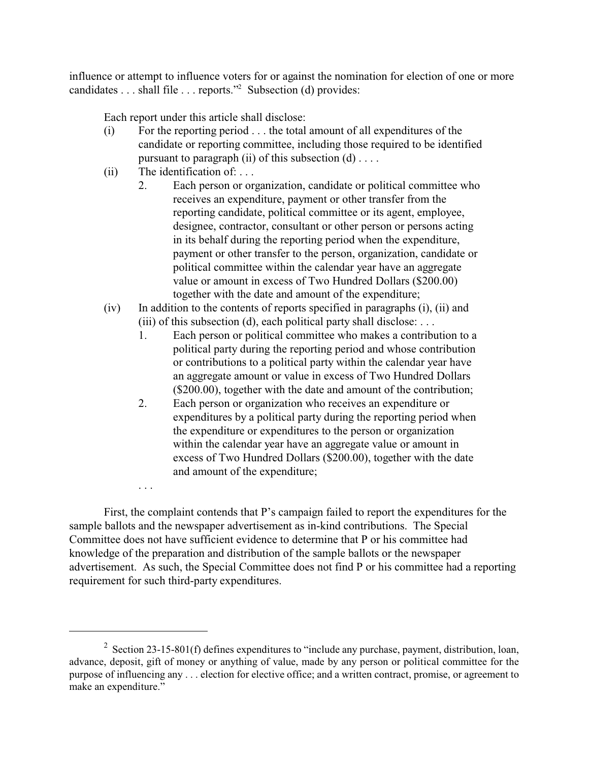influence or attempt to influence voters for or against the nomination for election of one or more candidates . . . shall file . . . reports."[2] Subsection (d) provides:

> Each report under this article shall disclose:
>
> (i) For the reporting period . . . the total amount of all expenditures of the candidate or reporting committee, including those required to be identified pursuant to paragraph (ii) of this subsection (d) . . . .
>
> (ii) The identification of: . . .
>
> 2. Each person or organization, candidate or political committee who receives an expenditure, payment or other transfer from the reporting candidate, political committee or its agent, employee, designee, contractor, consultant or other person or persons acting in its behalf during the reporting period when the expenditure, payment or other transfer to the person, organization, candidate or political committee within the calendar year have an aggregate value or amount in excess of Two Hundred Dollars ($200.00) together with the date and amount of the expenditure;
>
> (iv) In addition to the contents of reports specified in paragraphs (i), (ii) and (iii) of this subsection (d), each political party shall disclose: . . .
>
> 1. Each person or political committee who makes a contribution to a political party during the reporting period and whose contribution or contributions to a political party within the calendar year have an aggregate amount or value in excess of Two Hundred Dollars ($200.00), together with the date and amount of the contribution;
>
> 2. Each person or organization who receives an expenditure or expenditures by a political party during the reporting period when the expenditure or expenditures to the person or organization within the calendar year have an aggregate value or amount in excess of Two Hundred Dollars ($200.00), together with the date and amount of the expenditure;
>
> . . .

First, the complaint contends that P's campaign failed to report the expenditures for the sample ballots and the newspaper advertisement as in-kind contributions. The Special Committee does not have sufficient evidence to determine that P or his committee had knowledge of the preparation and distribution of the sample ballots or the newspaper advertisement. As such, the Special Committee does not find P or his committee had a reporting requirement for such third-party expenditures.

---

[2] Section 23-15-801(f) defines expenditures to "include any purchase, payment, distribution, loan, advance, deposit, gift of money or anything of value, made by any person or political committee for the purpose of influencing any . . . election for elective office; and a written contract, promise, or agreement to make an expenditure."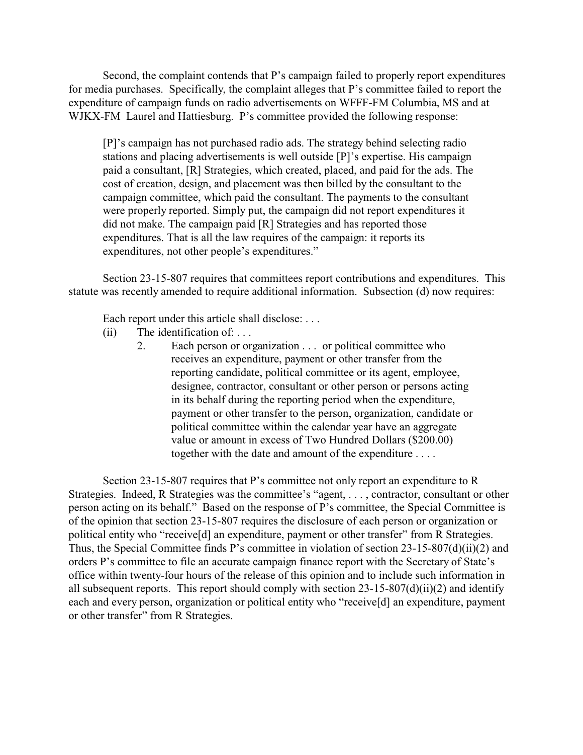Second, the complaint contends that P's campaign failed to properly report expenditures for media purchases. Specifically, the complaint alleges that P's committee failed to report the expenditure of campaign funds on radio advertisements on WFFF-FM Columbia, MS and at WJKX-FM Laurel and Hattiesburg. P's committee provided the following response:

> [P]'s campaign has not purchased radio ads. The strategy behind selecting radio stations and placing advertisements is well outside [P]'s expertise. His campaign paid a consultant, [R] Strategies, which created, placed, and paid for the ads. The cost of creation, design, and placement was then billed by the consultant to the campaign committee, which paid the consultant. The payments to the consultant were properly reported. Simply put, the campaign did not report expenditures it did not make. The campaign paid [R] Strategies and has reported those expenditures. That is all the law requires of the campaign: it reports its expenditures, not other people's expenditures."

Section 23-15-807 requires that committees report contributions and expenditures. This statute was recently amended to require additional information. Subsection (d) now requires:

> Each report under this article shall disclose: . . .
>
> (ii) The identification of: . . .
>
> 2. Each person or organization . . . or political committee who receives an expenditure, payment or other transfer from the reporting candidate, political committee or its agent, employee, designee, contractor, consultant or other person or persons acting in its behalf during the reporting period when the expenditure, payment or other transfer to the person, organization, candidate or political committee within the calendar year have an aggregate value or amount in excess of Two Hundred Dollars ($200.00) together with the date and amount of the expenditure . . . .

Section 23-15-807 requires that P's committee not only report an expenditure to R Strategies. Indeed, R Strategies was the committee's "agent, . . . , contractor, consultant or other person acting on its behalf." Based on the response of P's committee, the Special Committee is of the opinion that section 23-15-807 requires the disclosure of each person or organization or political entity who "receive[d] an expenditure, payment or other transfer" from R Strategies. Thus, the Special Committee finds P's committee in violation of section 23-15-807(d)(ii)(2) and orders P's committee to file an accurate campaign finance report with the Secretary of State's office within twenty-four hours of the release of this opinion and to include such information in all subsequent reports. This report should comply with section 23-15-807(d)(ii)(2) and identify each and every person, organization or political entity who "receive[d] an expenditure, payment or other transfer" from R Strategies.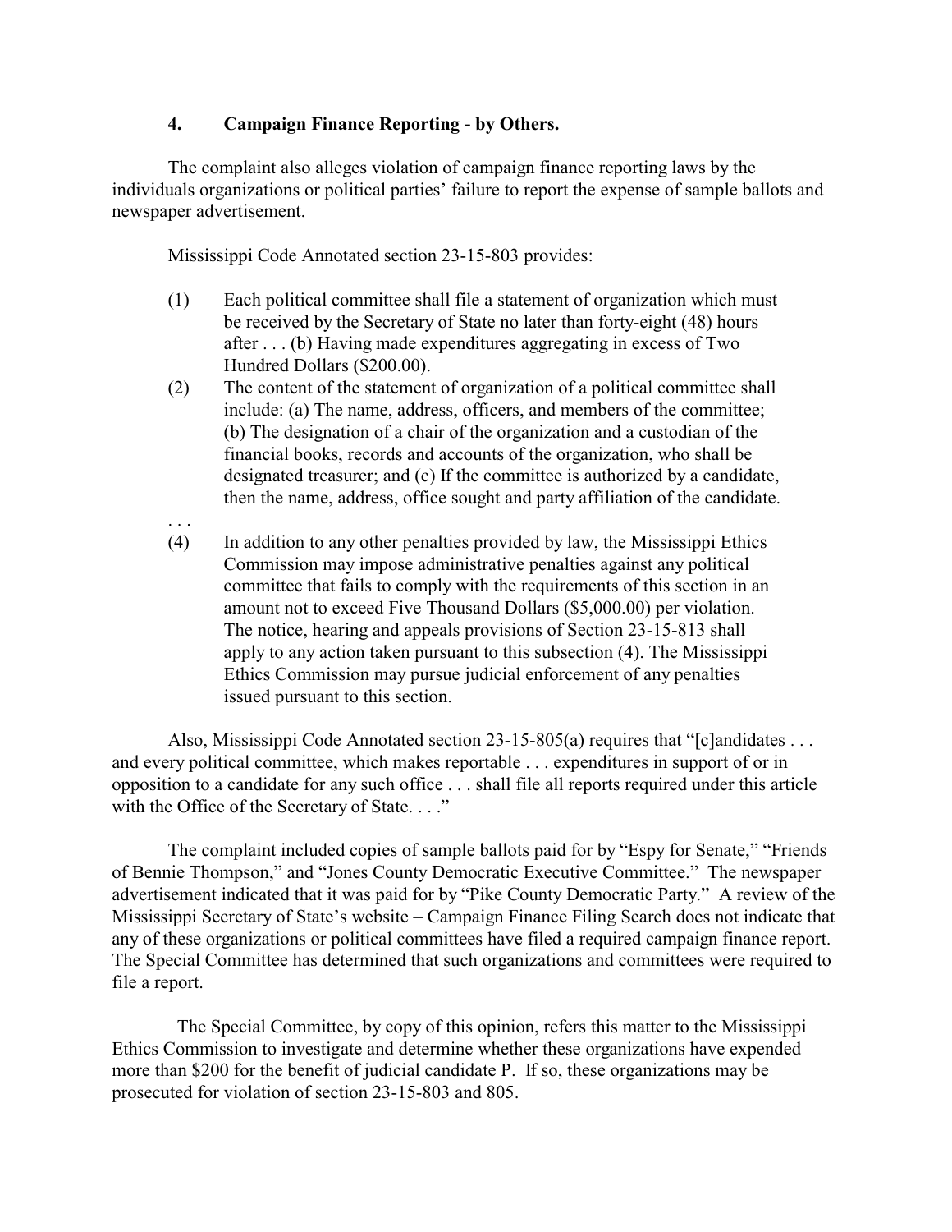### 4. Campaign Finance Reporting - by Others.

The complaint also alleges violation of campaign finance reporting laws by the individuals organizations or political parties' failure to report the expense of sample ballots and newspaper advertisement.

Mississippi Code Annotated section 23-15-803 provides:

> (1) Each political committee shall file a statement of organization which must be received by the Secretary of State no later than forty-eight (48) hours after . . . (b) Having made expenditures aggregating in excess of Two Hundred Dollars ($200.00).
>
> (2) The content of the statement of organization of a political committee shall include: (a) The name, address, officers, and members of the committee; (b) The designation of a chair of the organization and a custodian of the financial books, records and accounts of the organization, who shall be designated treasurer; and (c) If the committee is authorized by a candidate, then the name, address, office sought and party affiliation of the candidate.
>
> . . .
>
> (4) In addition to any other penalties provided by law, the Mississippi Ethics Commission may impose administrative penalties against any political committee that fails to comply with the requirements of this section in an amount not to exceed Five Thousand Dollars ($5,000.00) per violation. The notice, hearing and appeals provisions of Section 23-15-813 shall apply to any action taken pursuant to this subsection (4). The Mississippi Ethics Commission may pursue judicial enforcement of any penalties issued pursuant to this section.

Also, Mississippi Code Annotated section 23-15-805(a) requires that "[c]andidates . . . and every political committee, which makes reportable . . . expenditures in support of or in opposition to a candidate for any such office . . . shall file all reports required under this article with the Office of the Secretary of State. . . ."

The complaint included copies of sample ballots paid for by "Espy for Senate," "Friends of Bennie Thompson," and "Jones County Democratic Executive Committee." The newspaper advertisement indicated that it was paid for by "Pike County Democratic Party." A review of the Mississippi Secretary of State's website – Campaign Finance Filing Search does not indicate that any of these organizations or political committees have filed a required campaign finance report. The Special Committee has determined that such organizations and committees were required to file a report.

The Special Committee, by copy of this opinion, refers this matter to the Mississippi Ethics Commission to investigate and determine whether these organizations have expended more than $200 for the benefit of judicial candidate P. If so, these organizations may be prosecuted for violation of section 23-15-803 and 805.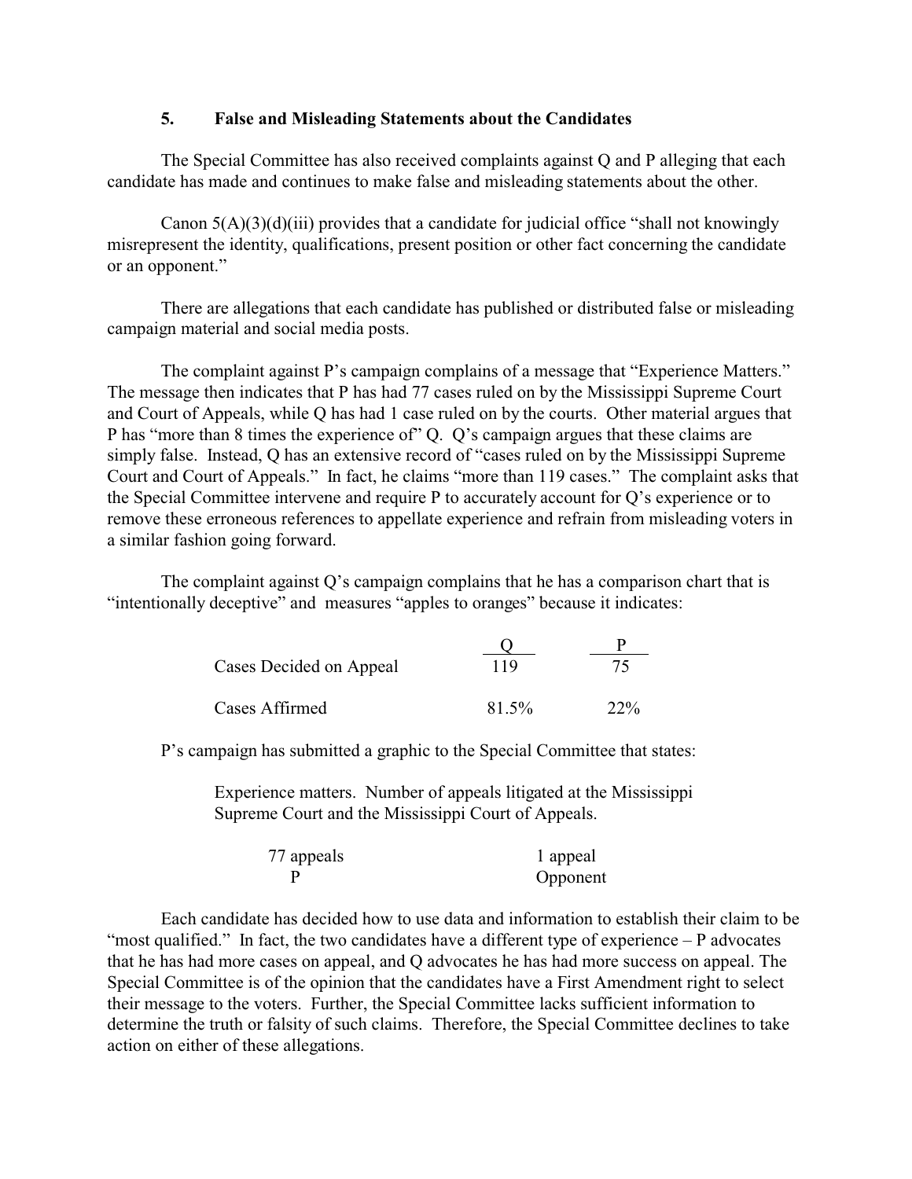### 5. False and Misleading Statements about the Candidates

The Special Committee has also received complaints against Q and P alleging that each candidate has made and continues to make false and misleading statements about the other.

Canon 5(A)(3)(d)(iii) provides that a candidate for judicial office "shall not knowingly misrepresent the identity, qualifications, present position or other fact concerning the candidate or an opponent."

There are allegations that each candidate has published or distributed false or misleading campaign material and social media posts.

The complaint against P's campaign complains of a message that "Experience Matters." The message then indicates that P has had 77 cases ruled on by the Mississippi Supreme Court and Court of Appeals, while Q has had 1 case ruled on by the courts. Other material argues that P has "more than 8 times the experience of" Q. Q's campaign argues that these claims are simply false. Instead, Q has an extensive record of "cases ruled on by the Mississippi Supreme Court and Court of Appeals." In fact, he claims "more than 119 cases." The complaint asks that the Special Committee intervene and require P to accurately account for Q's experience or to remove these erroneous references to appellate experience and refrain from misleading voters in a similar fashion going forward.

The complaint against Q's campaign complains that he has a comparison chart that is "intentionally deceptive" and measures "apples to oranges" because it indicates:

| | Q | P |
|---|---|---|
| Cases Decided on Appeal | 119 | 75 |
| Cases Affirmed | 81.5% | 22% |

P's campaign has submitted a graphic to the Special Committee that states:

> Experience matters. Number of appeals litigated at the Mississippi Supreme Court and the Mississippi Court of Appeals.
>
> | 77 appeals | 1 appeal |
> |---|---|
> | P | Opponent |

Each candidate has decided how to use data and information to establish their claim to be "most qualified." In fact, the two candidates have a different type of experience – P advocates that he has had more cases on appeal, and Q advocates he has had more success on appeal. The Special Committee is of the opinion that the candidates have a First Amendment right to select their message to the voters. Further, the Special Committee lacks sufficient information to determine the truth or falsity of such claims. Therefore, the Special Committee declines to take action on either of these allegations.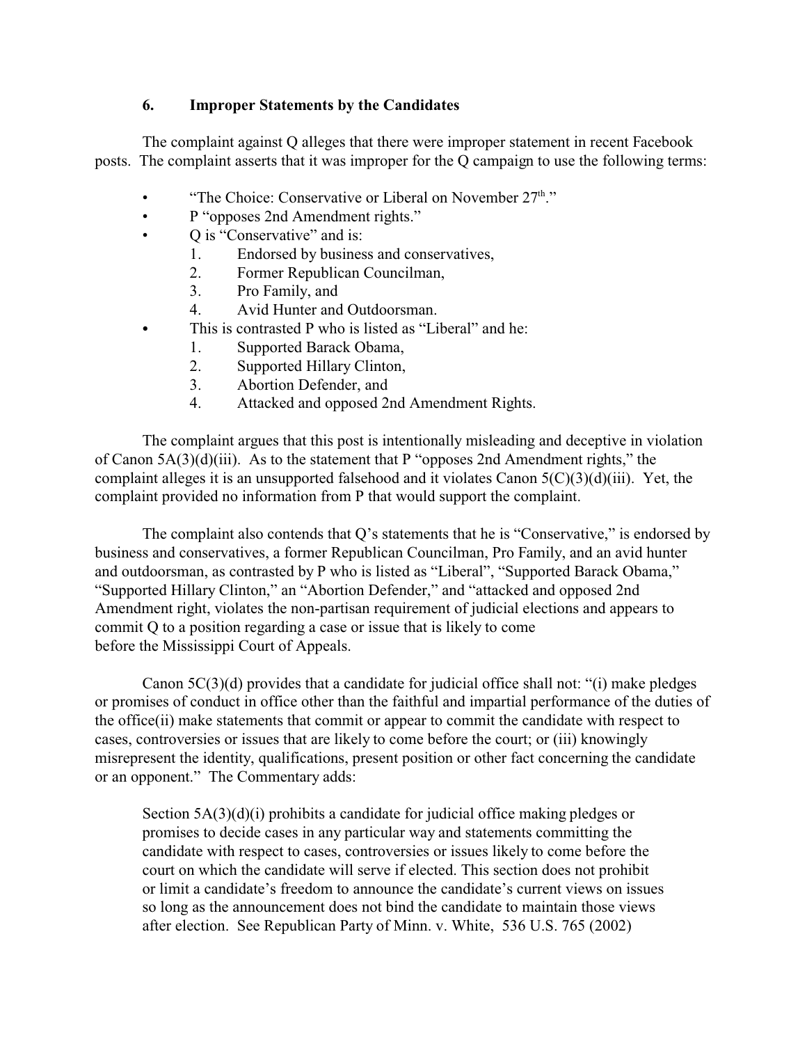### 6. Improper Statements by the Candidates

The complaint against Q alleges that there were improper statement in recent Facebook posts. The complaint asserts that it was improper for the Q campaign to use the following terms:

- "The Choice: Conservative or Liberal on November 27th."
- P "opposes 2nd Amendment rights."
- Q is "Conservative" and is:
  1. Endorsed by business and conservatives,
  2. Former Republican Councilman,
  3. Pro Family, and
  4. Avid Hunter and Outdoorsman.
- This is contrasted P who is listed as "Liberal" and he:
  1. Supported Barack Obama,
  2. Supported Hillary Clinton,
  3. Abortion Defender, and
  4. Attacked and opposed 2nd Amendment Rights.

The complaint argues that this post is intentionally misleading and deceptive in violation of Canon 5A(3)(d)(iii). As to the statement that P "opposes 2nd Amendment rights," the complaint alleges it is an unsupported falsehood and it violates Canon 5(C)(3)(d)(iii). Yet, the complaint provided no information from P that would support the complaint.

The complaint also contends that Q's statements that he is "Conservative," is endorsed by business and conservatives, a former Republican Councilman, Pro Family, and an avid hunter and outdoorsman, as contrasted by P who is listed as "Liberal", "Supported Barack Obama," "Supported Hillary Clinton," an "Abortion Defender," and "attacked and opposed 2nd Amendment right, violates the non-partisan requirement of judicial elections and appears to commit Q to a position regarding a case or issue that is likely to come before the Mississippi Court of Appeals.

Canon 5C(3)(d) provides that a candidate for judicial office shall not: "(i) make pledges or promises of conduct in office other than the faithful and impartial performance of the duties of the office(ii) make statements that commit or appear to commit the candidate with respect to cases, controversies or issues that are likely to come before the court; or (iii) knowingly misrepresent the identity, qualifications, present position or other fact concerning the candidate or an opponent." The Commentary adds:

> Section 5A(3)(d)(i) prohibits a candidate for judicial office making pledges or promises to decide cases in any particular way and statements committing the candidate with respect to cases, controversies or issues likely to come before the court on which the candidate will serve if elected. This section does not prohibit or limit a candidate's freedom to announce the candidate's current views on issues so long as the announcement does not bind the candidate to maintain those views after election. See Republican Party of Minn. v. White, 536 U.S. 765 (2002)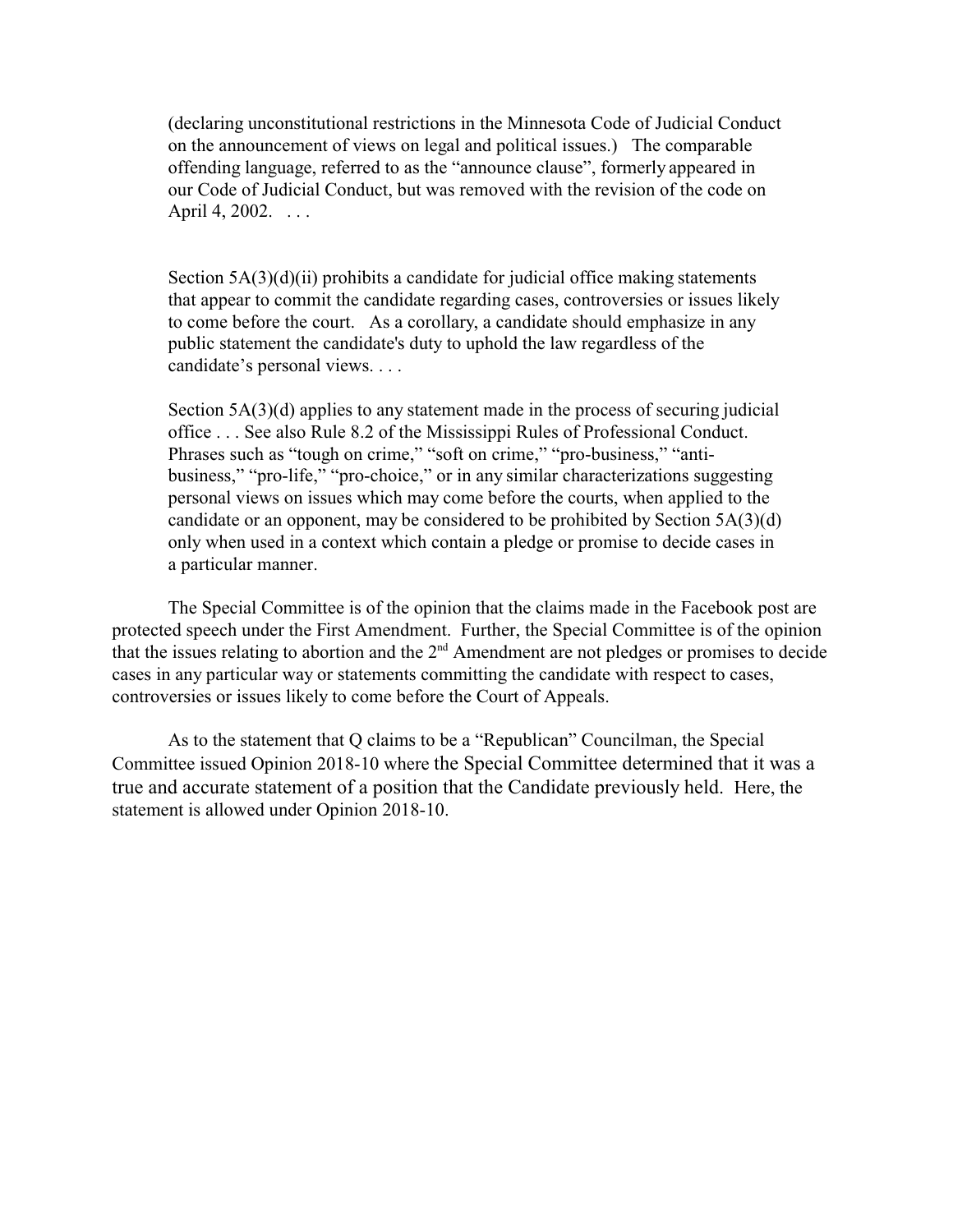> (declaring unconstitutional restrictions in the Minnesota Code of Judicial Conduct on the announcement of views on legal and political issues.) The comparable offending language, referred to as the "announce clause", formerly appeared in our Code of Judicial Conduct, but was removed with the revision of the code on April 4, 2002. . . .
>
> Section 5A(3)(d)(ii) prohibits a candidate for judicial office making statements that appear to commit the candidate regarding cases, controversies or issues likely to come before the court. As a corollary, a candidate should emphasize in any public statement the candidate's duty to uphold the law regardless of the candidate's personal views. . . .
>
> Section 5A(3)(d) applies to any statement made in the process of securing judicial office . . . See also Rule 8.2 of the Mississippi Rules of Professional Conduct. Phrases such as "tough on crime," "soft on crime," "pro-business," "anti-business," "pro-life," "pro-choice," or in any similar characterizations suggesting personal views on issues which may come before the courts, when applied to the candidate or an opponent, may be considered to be prohibited by Section 5A(3)(d) only when used in a context which contain a pledge or promise to decide cases in a particular manner.

The Special Committee is of the opinion that the claims made in the Facebook post are protected speech under the First Amendment. Further, the Special Committee is of the opinion that the issues relating to abortion and the 2nd Amendment are not pledges or promises to decide cases in any particular way or statements committing the candidate with respect to cases, controversies or issues likely to come before the Court of Appeals.

As to the statement that Q claims to be a "Republican" Councilman, the Special Committee issued Opinion 2018-10 where the Special Committee determined that it was a true and accurate statement of a position that the Candidate previously held. Here, the statement is allowed under Opinion 2018-10.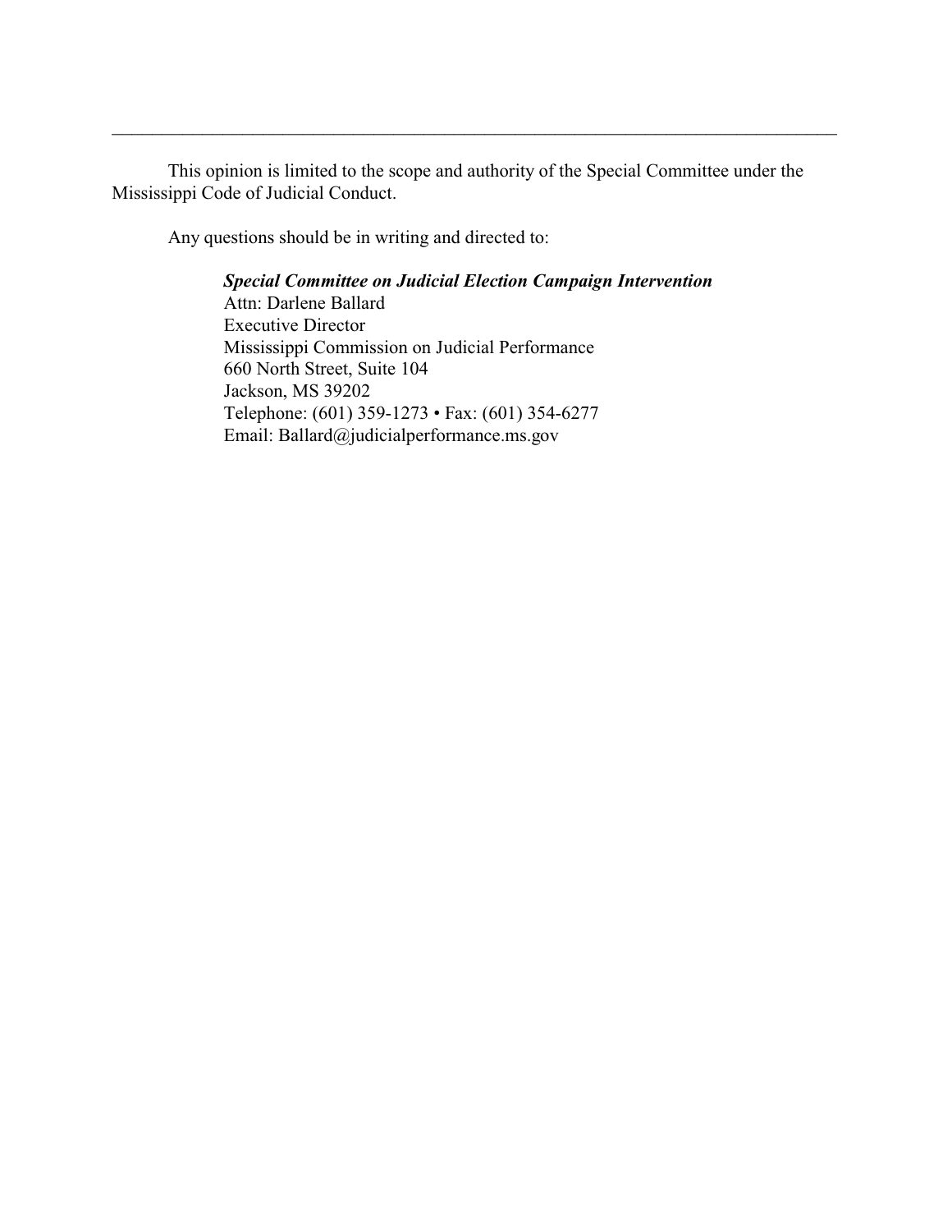---

This opinion is limited to the scope and authority of the Special Committee under the Mississippi Code of Judicial Conduct.

Any questions should be in writing and directed to:

> ***Special Committee on Judicial Election Campaign Intervention***
> Attn: Darlene Ballard
> Executive Director
> Mississippi Commission on Judicial Performance
> 660 North Street, Suite 104
> Jackson, MS 39202
> Telephone: (601) 359-1273 • Fax: (601) 354-6277
> Email: Ballard@judicialperformance.ms.gov